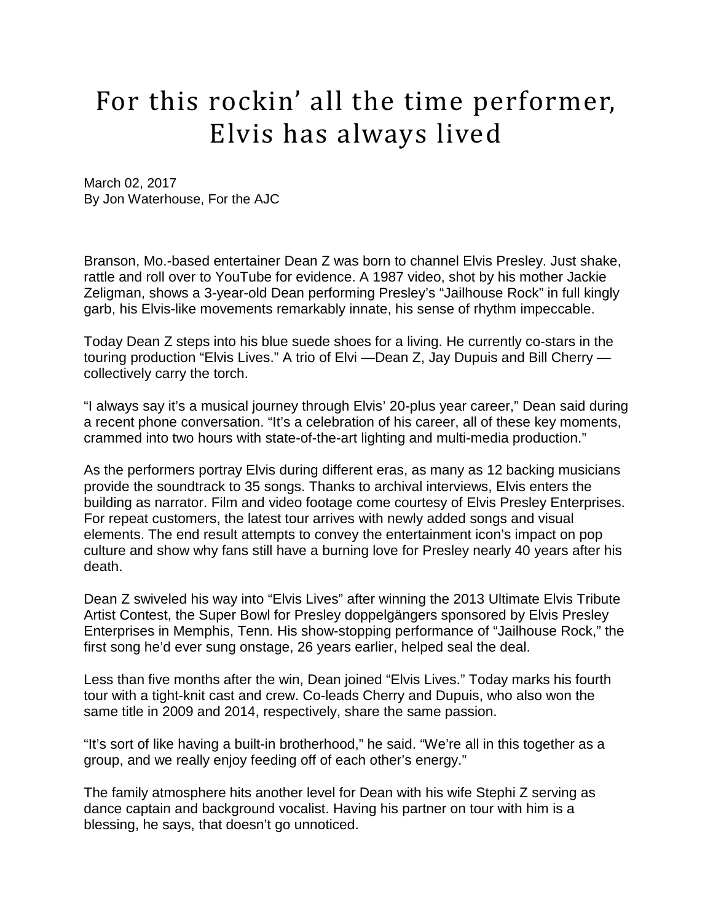# For this rockin' all the time performer, Elvis has always lived

March 02, 2017
By Jon Waterhouse, For the AJC

Branson, Mo.-based entertainer Dean Z was born to channel Elvis Presley. Just shake, rattle and roll over to YouTube for evidence. A 1987 video, shot by his mother Jackie Zeligman, shows a 3-year-old Dean performing Presley's "Jailhouse Rock" in full kingly garb, his Elvis-like movements remarkably innate, his sense of rhythm impeccable.

Today Dean Z steps into his blue suede shoes for a living. He currently co-stars in the touring production "Elvis Lives." A trio of Elvi —Dean Z, Jay Dupuis and Bill Cherry — collectively carry the torch.

"I always say it's a musical journey through Elvis' 20-plus year career," Dean said during a recent phone conversation. "It's a celebration of his career, all of these key moments, crammed into two hours with state-of-the-art lighting and multi-media production."

As the performers portray Elvis during different eras, as many as 12 backing musicians provide the soundtrack to 35 songs. Thanks to archival interviews, Elvis enters the building as narrator. Film and video footage come courtesy of Elvis Presley Enterprises. For repeat customers, the latest tour arrives with newly added songs and visual elements. The end result attempts to convey the entertainment icon's impact on pop culture and show why fans still have a burning love for Presley nearly 40 years after his death.

Dean Z swiveled his way into "Elvis Lives" after winning the 2013 Ultimate Elvis Tribute Artist Contest, the Super Bowl for Presley doppelgängers sponsored by Elvis Presley Enterprises in Memphis, Tenn. His show-stopping performance of "Jailhouse Rock," the first song he'd ever sung onstage, 26 years earlier, helped seal the deal.

Less than five months after the win, Dean joined "Elvis Lives." Today marks his fourth tour with a tight-knit cast and crew. Co-leads Cherry and Dupuis, who also won the same title in 2009 and 2014, respectively, share the same passion.

"It's sort of like having a built-in brotherhood," he said. "We're all in this together as a group, and we really enjoy feeding off of each other's energy."

The family atmosphere hits another level for Dean with his wife Stephi Z serving as dance captain and background vocalist. Having his partner on tour with him is a blessing, he says, that doesn't go unnoticed.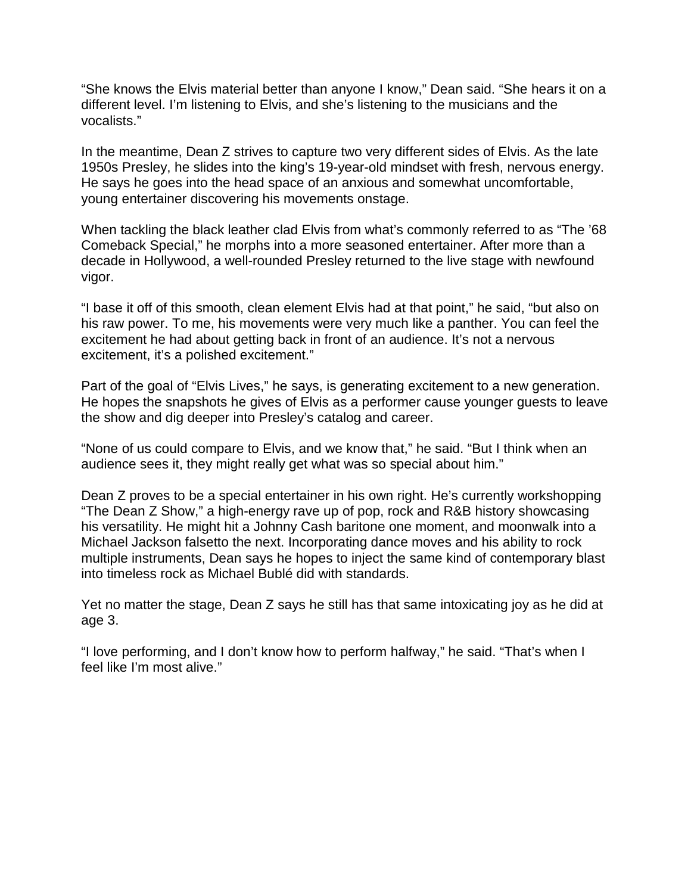"She knows the Elvis material better than anyone I know," Dean said. "She hears it on a different level. I'm listening to Elvis, and she's listening to the musicians and the vocalists."

In the meantime, Dean Z strives to capture two very different sides of Elvis. As the late 1950s Presley, he slides into the king's 19-year-old mindset with fresh, nervous energy. He says he goes into the head space of an anxious and somewhat uncomfortable, young entertainer discovering his movements onstage.

When tackling the black leather clad Elvis from what's commonly referred to as "The '68 Comeback Special," he morphs into a more seasoned entertainer. After more than a decade in Hollywood, a well-rounded Presley returned to the live stage with newfound vigor.

"I base it off of this smooth, clean element Elvis had at that point," he said, "but also on his raw power. To me, his movements were very much like a panther. You can feel the excitement he had about getting back in front of an audience. It's not a nervous excitement, it's a polished excitement."

Part of the goal of "Elvis Lives," he says, is generating excitement to a new generation. He hopes the snapshots he gives of Elvis as a performer cause younger guests to leave the show and dig deeper into Presley's catalog and career.

"None of us could compare to Elvis, and we know that," he said. "But I think when an audience sees it, they might really get what was so special about him."

Dean Z proves to be a special entertainer in his own right. He's currently workshopping "The Dean Z Show," a high-energy rave up of pop, rock and R&B history showcasing his versatility. He might hit a Johnny Cash baritone one moment, and moonwalk into a Michael Jackson falsetto the next. Incorporating dance moves and his ability to rock multiple instruments, Dean says he hopes to inject the same kind of contemporary blast into timeless rock as Michael Bublé did with standards.

Yet no matter the stage, Dean Z says he still has that same intoxicating joy as he did at age 3.

"I love performing, and I don't know how to perform halfway," he said. "That's when I feel like I'm most alive."